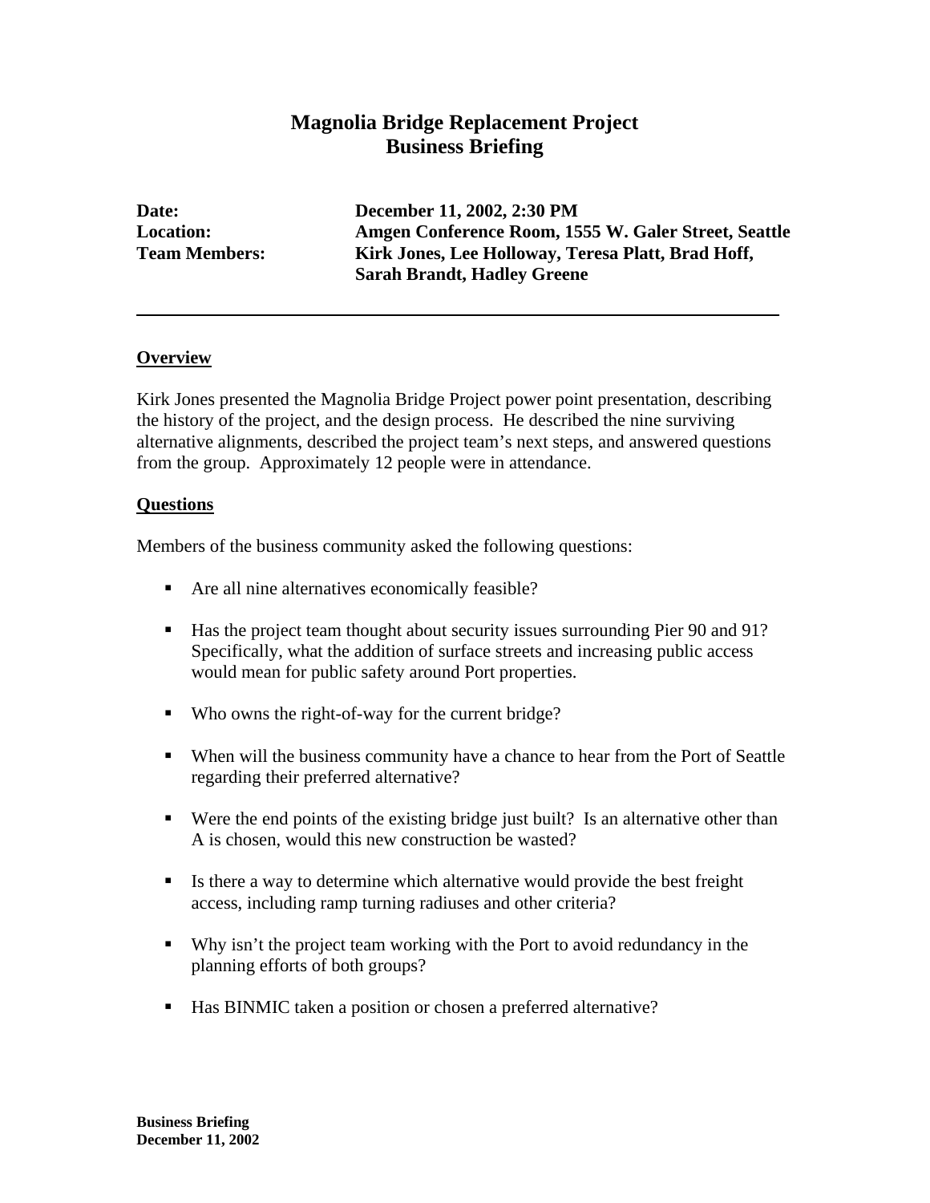# Magnolia Bridge Replacement Project
## Business Briefing

**Date:** December 11, 2002, 2:30 PM
**Location:** Amgen Conference Room, 1555 W. Galer Street, Seattle
**Team Members:** Kirk Jones, Lee Holloway, Teresa Platt, Brad Hoff, Sarah Brandt, Hadley Greene

---

### Overview

Kirk Jones presented the Magnolia Bridge Project power point presentation, describing the history of the project, and the design process. He described the nine surviving alternative alignments, described the project team's next steps, and answered questions from the group. Approximately 12 people were in attendance.

### Questions

Members of the business community asked the following questions:

- Are all nine alternatives economically feasible?
- Has the project team thought about security issues surrounding Pier 90 and 91? Specifically, what the addition of surface streets and increasing public access would mean for public safety around Port properties.
- Who owns the right-of-way for the current bridge?
- When will the business community have a chance to hear from the Port of Seattle regarding their preferred alternative?
- Were the end points of the existing bridge just built? Is an alternative other than A is chosen, would this new construction be wasted?
- Is there a way to determine which alternative would provide the best freight access, including ramp turning radiuses and other criteria?
- Why isn't the project team working with the Port to avoid redundancy in the planning efforts of both groups?
- Has BINMIC taken a position or chosen a preferred alternative?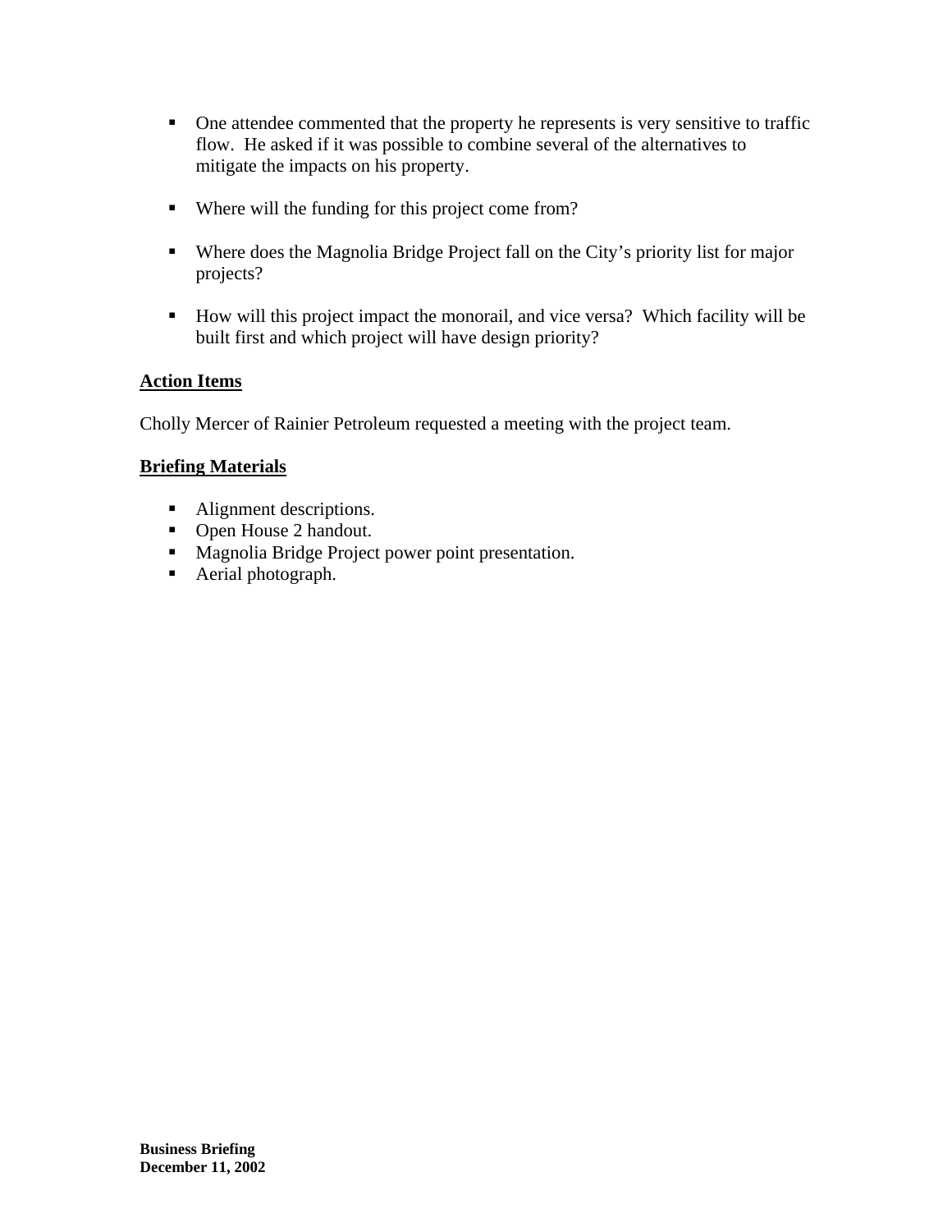- One attendee commented that the property he represents is very sensitive to traffic flow. He asked if it was possible to combine several of the alternatives to mitigate the impacts on his property.

- Where will the funding for this project come from?

- Where does the Magnolia Bridge Project fall on the City's priority list for major projects?

- How will this project impact the monorail, and vice versa? Which facility will be built first and which project will have design priority?

## Action Items

Cholly Mercer of Rainier Petroleum requested a meeting with the project team.

## Briefing Materials

- Alignment descriptions.
- Open House 2 handout.
- Magnolia Bridge Project power point presentation.
- Aerial photograph.